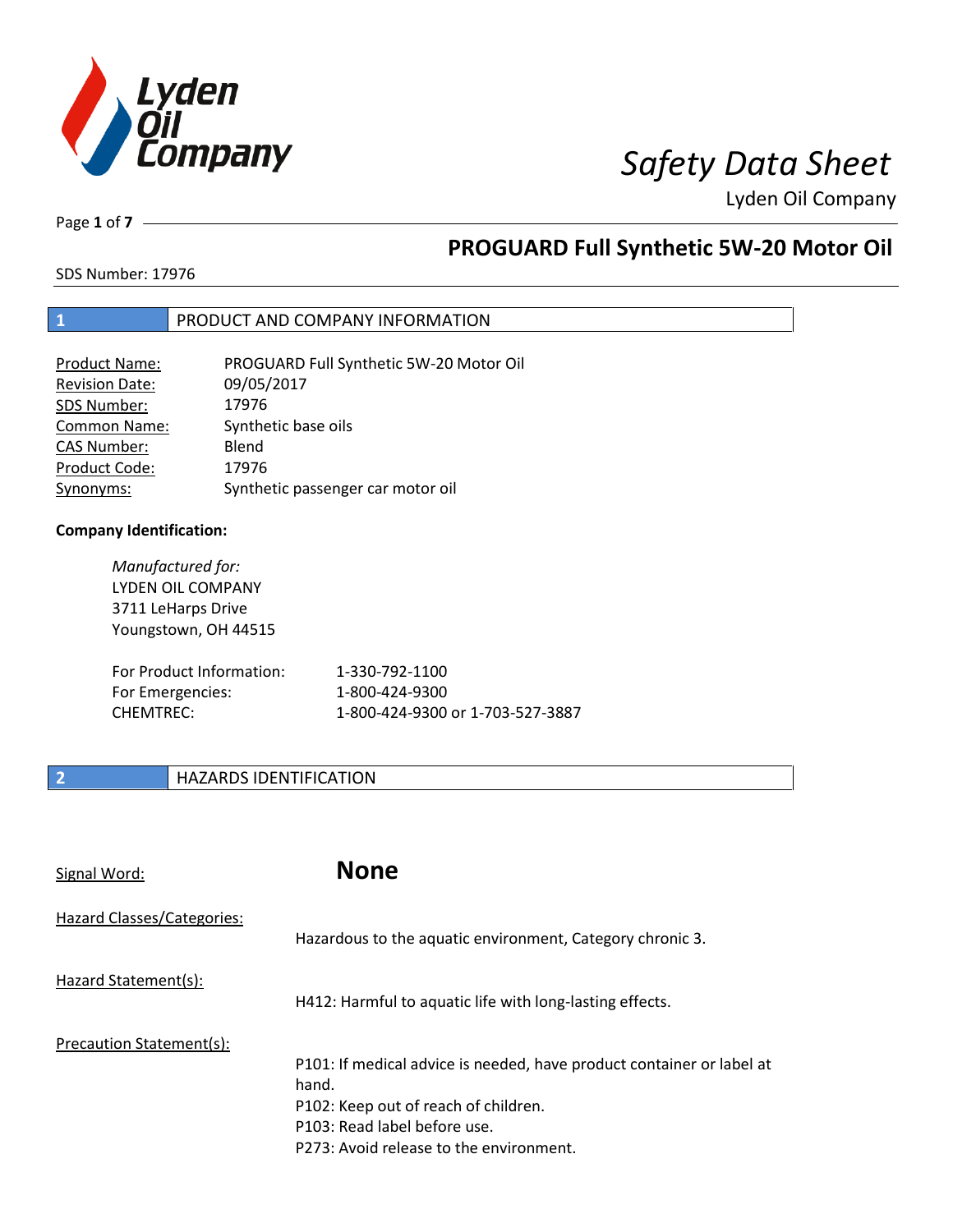# Safety Data Sheet

Lyden Oil Company

## PROGUARD Full Synthetic 5W-20 Motor Oil

SDS Number: 17976

## 1 PRODUCT AND COMPANY INFORMATION

| | |
|---|---|
| Product Name: | PROGUARD Full Synthetic 5W-20 Motor Oil |
| Revision Date: | 09/05/2017 |
| SDS Number: | 17976 |
| Common Name: | Synthetic base oils |
| CAS Number: | Blend |
| Product Code: | 17976 |
| Synonyms: | Synthetic passenger car motor oil |

**Company Identification:**

*Manufactured for:*
LYDEN OIL COMPANY
3711 LeHarps Drive
Youngstown, OH 44515

| | |
|---|---|
| For Product Information: | 1-330-792-1100 |
| For Emergencies: | 1-800-424-9300 |
| CHEMTREC: | 1-800-424-9300 or 1-703-527-3887 |

## 2 HAZARDS IDENTIFICATION

Signal Word: **None**

Hazard Classes/Categories:
Hazardous to the aquatic environment, Category chronic 3.

Hazard Statement(s):
H412: Harmful to aquatic life with long-lasting effects.

Precaution Statement(s):
P101: If medical advice is needed, have product container or label at hand.
P102: Keep out of reach of children.
P103: Read label before use.
P273: Avoid release to the environment.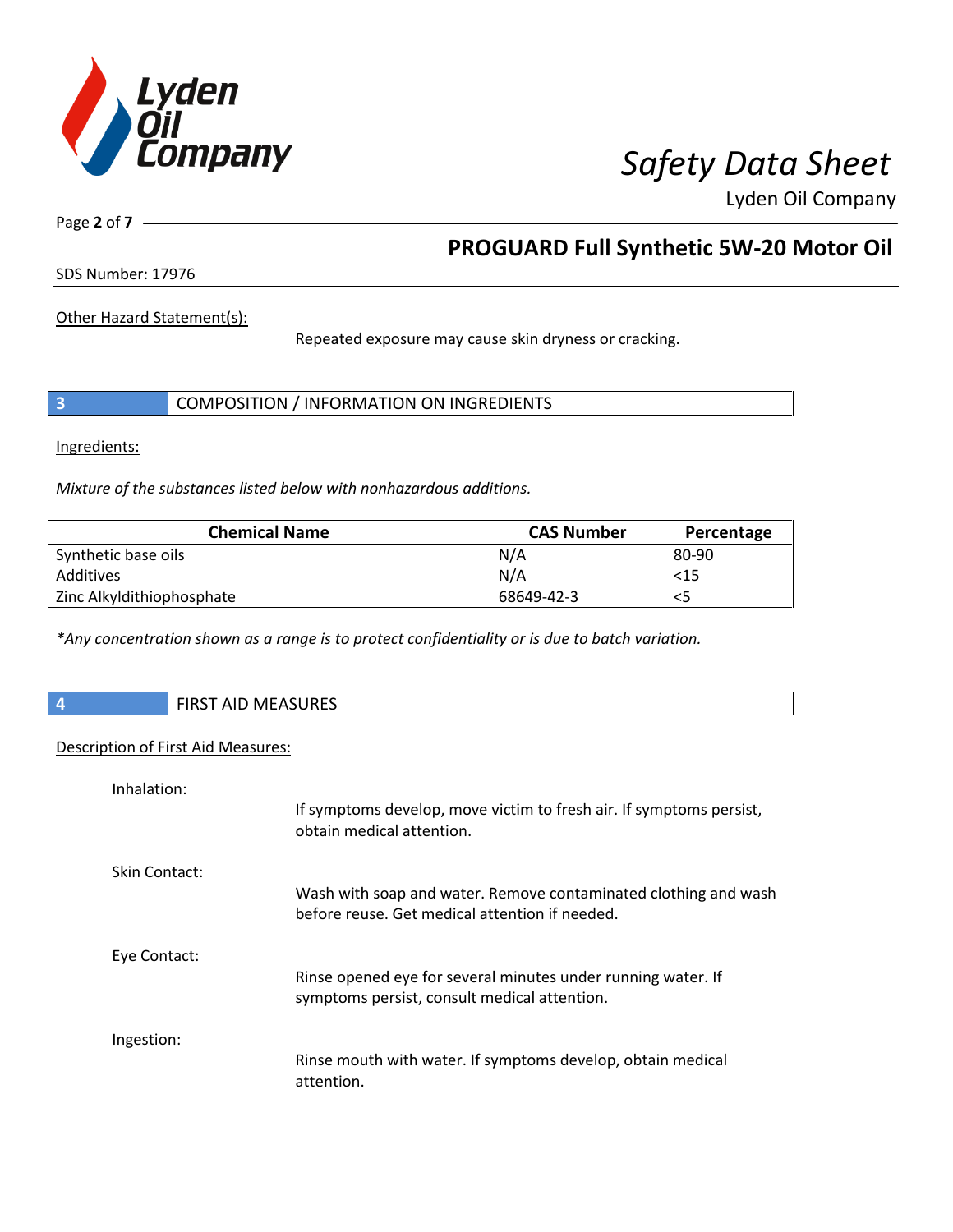Other Hazard Statement(s):

Repeated exposure may cause skin dryness or cracking.

## 3 COMPOSITION / INFORMATION ON INGREDIENTS

Ingredients:

*Mixture of the substances listed below with nonhazardous additions.*

| Chemical Name | CAS Number | Percentage |
|---|---|---|
| Synthetic base oils | N/A | 80-90 |
| Additives | N/A | <15 |
| Zinc Alkyldithiophosphate | 68649-42-3 | <5 |

*\*Any concentration shown as a range is to protect confidentiality or is due to batch variation.*

## 4 FIRST AID MEASURES

Description of First Aid Measures:

Inhalation:

If symptoms develop, move victim to fresh air. If symptoms persist, obtain medical attention.

Skin Contact:

Wash with soap and water. Remove contaminated clothing and wash before reuse. Get medical attention if needed.

Eye Contact:

Rinse opened eye for several minutes under running water. If symptoms persist, consult medical attention.

Ingestion:

Rinse mouth with water. If symptoms develop, obtain medical attention.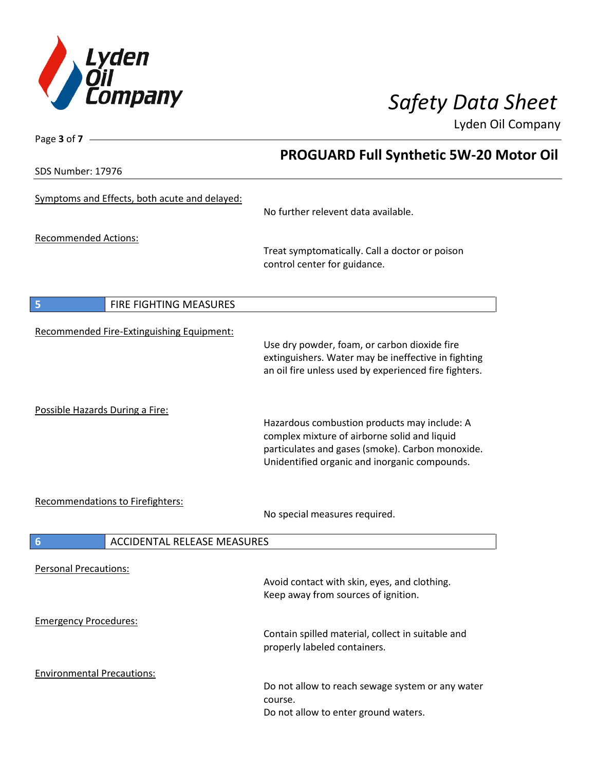Symptoms and Effects, both acute and delayed:

No further relevent data available.

Recommended Actions:

Treat symptomatically. Call a doctor or poison control center for guidance.

## 5 FIRE FIGHTING MEASURES

Recommended Fire-Extinguishing Equipment:

Use dry powder, foam, or carbon dioxide fire extinguishers. Water may be ineffective in fighting an oil fire unless used by experienced fire fighters.

Possible Hazards During a Fire:

Hazardous combustion products may include: A complex mixture of airborne solid and liquid particulates and gases (smoke). Carbon monoxide. Unidentified organic and inorganic compounds.

Recommendations to Firefighters:

No special measures required.

## 6 ACCIDENTAL RELEASE MEASURES

Personal Precautions:

Avoid contact with skin, eyes, and clothing.
Keep away from sources of ignition.

Emergency Procedures:

Contain spilled material, collect in suitable and properly labeled containers.

Environmental Precautions:

Do not allow to reach sewage system or any water course.
Do not allow to enter ground waters.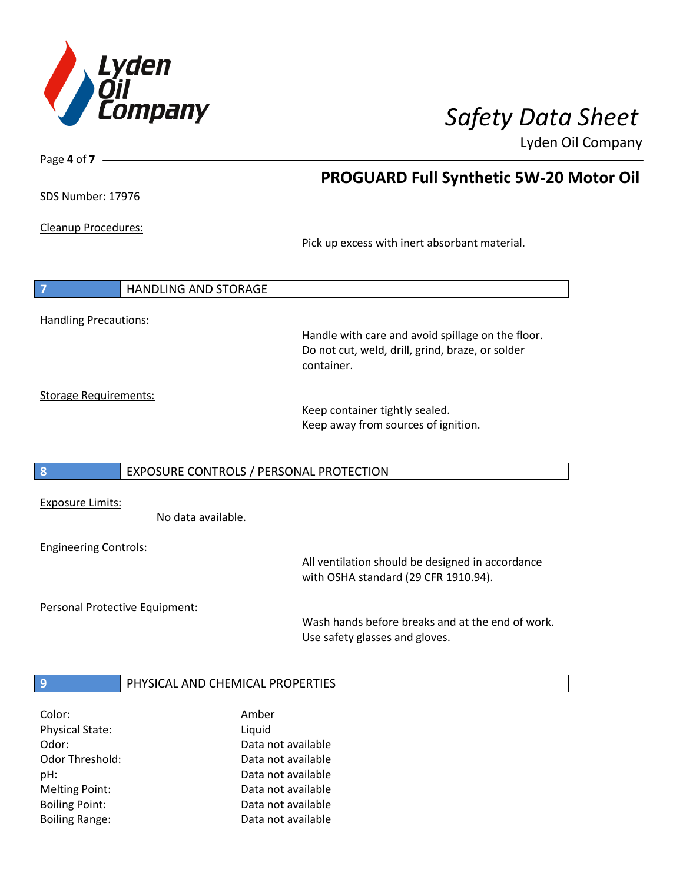Cleanup Procedures:

Pick up excess with inert absorbant material.

## 7 HANDLING AND STORAGE

Handling Precautions:

Handle with care and avoid spillage on the floor. Do not cut, weld, drill, grind, braze, or solder container.

Storage Requirements:

Keep container tightly sealed.
Keep away from sources of ignition.

## 8 EXPOSURE CONTROLS / PERSONAL PROTECTION

Exposure Limits:

No data available.

Engineering Controls:

All ventilation should be designed in accordance with OSHA standard (29 CFR 1910.94).

Personal Protective Equipment:

Wash hands before breaks and at the end of work.
Use safety glasses and gloves.

## 9 PHYSICAL AND CHEMICAL PROPERTIES

| | |
|---|---|
| Color: | Amber |
| Physical State: | Liquid |
| Odor: | Data not available |
| Odor Threshold: | Data not available |
| pH: | Data not available |
| Melting Point: | Data not available |
| Boiling Point: | Data not available |
| Boiling Range: | Data not available |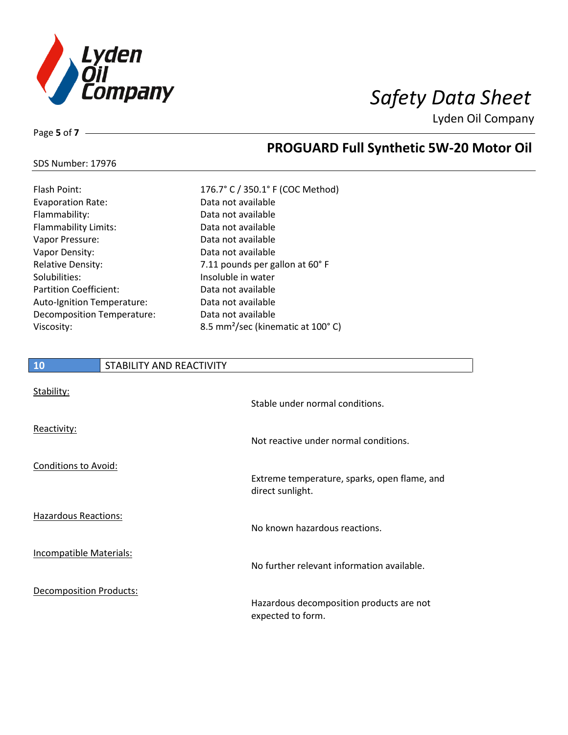| | |
|---|---|
| Flash Point: | 176.7° C / 350.1° F (COC Method) |
| Evaporation Rate: | Data not available |
| Flammability: | Data not available |
| Flammability Limits: | Data not available |
| Vapor Pressure: | Data not available |
| Vapor Density: | Data not available |
| Relative Density: | 7.11 pounds per gallon at 60° F |
| Solubilities: | Insoluble in water |
| Partition Coefficient: | Data not available |
| Auto-Ignition Temperature: | Data not available |
| Decomposition Temperature: | Data not available |
| Viscosity: | 8.5 $mm^2$/sec (kinematic at 100° C) |

## 10 STABILITY AND REACTIVITY

| | |
|---|---|
| Stability: | Stable under normal conditions. |
| Reactivity: | Not reactive under normal conditions. |
| Conditions to Avoid: | Extreme temperature, sparks, open flame, and direct sunlight. |
| Hazardous Reactions: | No known hazardous reactions. |
| Incompatible Materials: | No further relevant information available. |
| Decomposition Products: | Hazardous decomposition products are not expected to form. |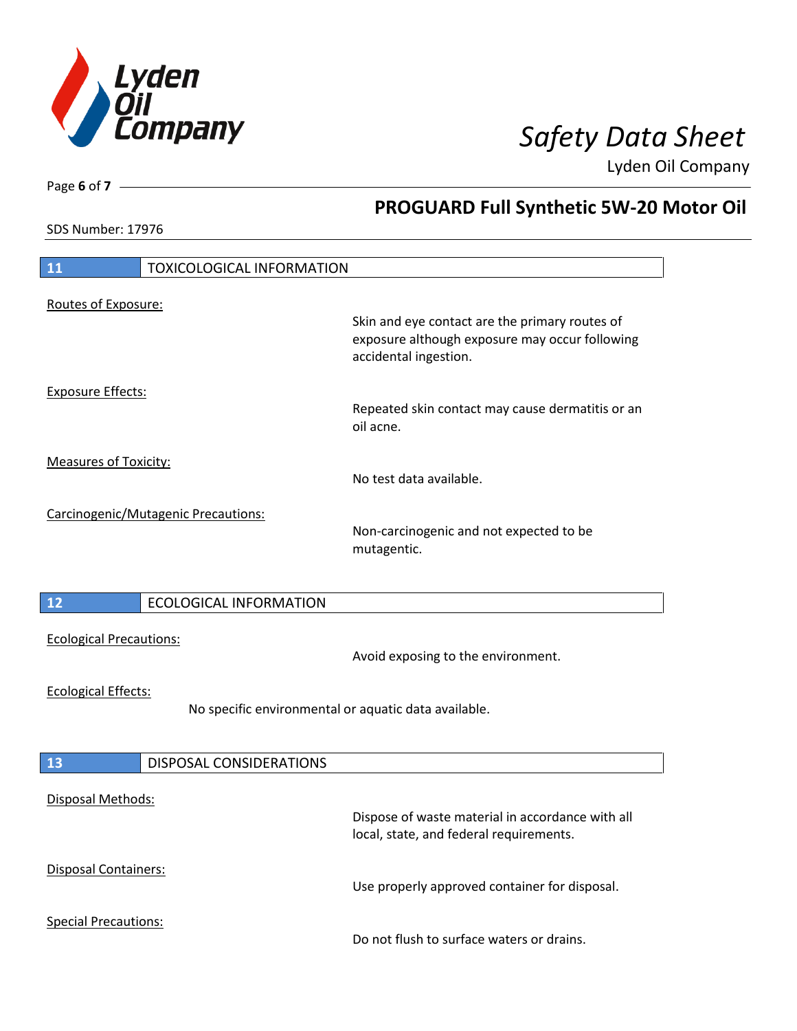## 11 TOXICOLOGICAL INFORMATION

Routes of Exposure:

Skin and eye contact are the primary routes of exposure although exposure may occur following accidental ingestion.

Exposure Effects:

Repeated skin contact may cause dermatitis or an oil acne.

Measures of Toxicity:

No test data available.

Carcinogenic/Mutagenic Precautions:

Non-carcinogenic and not expected to be mutagentic.

## 12 ECOLOGICAL INFORMATION

Ecological Precautions:

Avoid exposing to the environment.

Ecological Effects:

No specific environmental or aquatic data available.

## 13 DISPOSAL CONSIDERATIONS

Disposal Methods:

Dispose of waste material in accordance with all local, state, and federal requirements.

Disposal Containers:

Use properly approved container for disposal.

Special Precautions:

Do not flush to surface waters or drains.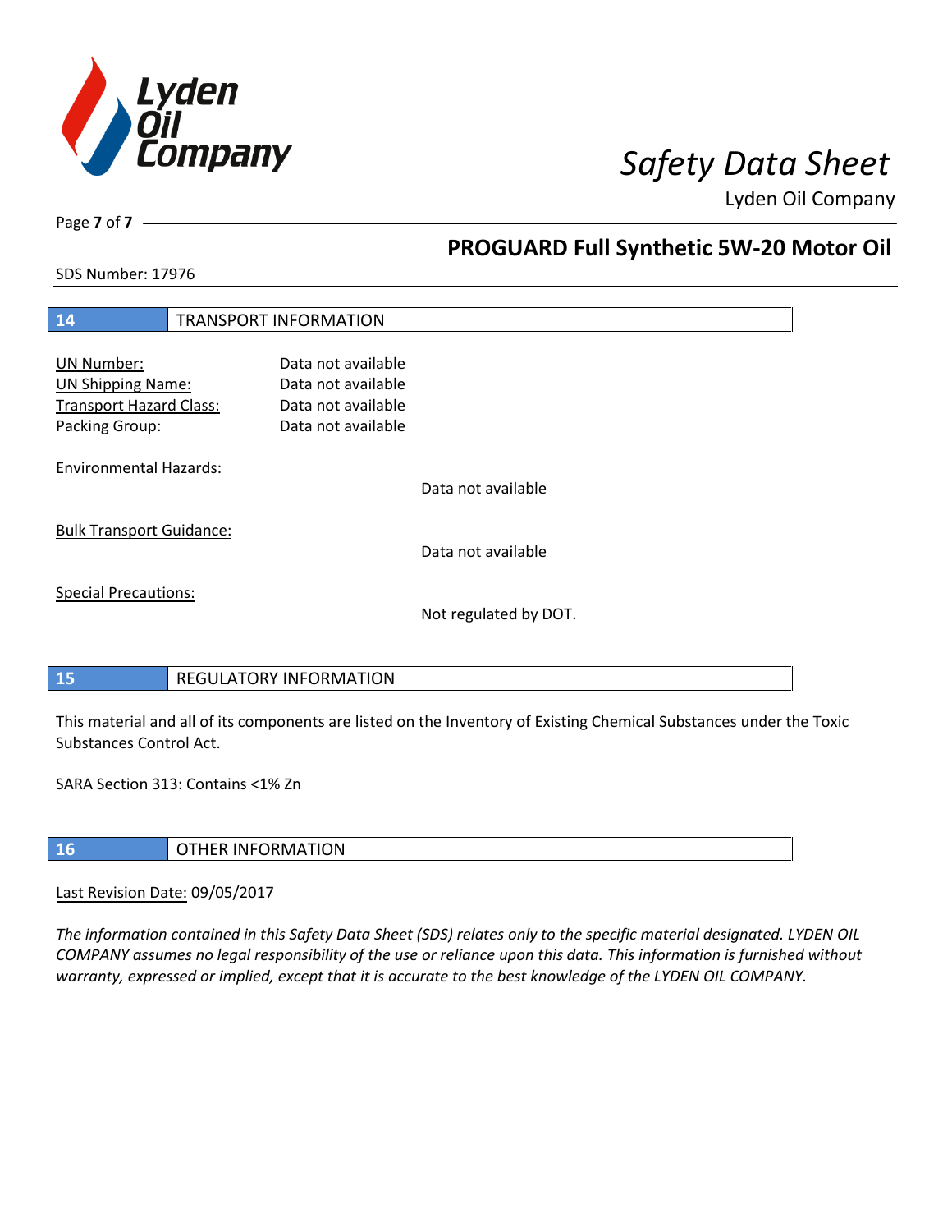## 14 TRANSPORT INFORMATION

| | |
|---|---|
| UN Number: | Data not available |
| UN Shipping Name: | Data not available |
| Transport Hazard Class: | Data not available |
| Packing Group: | Data not available |

Environmental Hazards:

Data not available

Bulk Transport Guidance:

Data not available

Special Precautions:

Not regulated by DOT.

## 15 REGULATORY INFORMATION

This material and all of its components are listed on the Inventory of Existing Chemical Substances under the Toxic Substances Control Act.

SARA Section 313: Contains <1% Zn

## 16 OTHER INFORMATION

Last Revision Date: 09/05/2017

*The information contained in this Safety Data Sheet (SDS) relates only to the specific material designated. LYDEN OIL COMPANY assumes no legal responsibility of the use or reliance upon this data. This information is furnished without warranty, expressed or implied, except that it is accurate to the best knowledge of the LYDEN OIL COMPANY.*